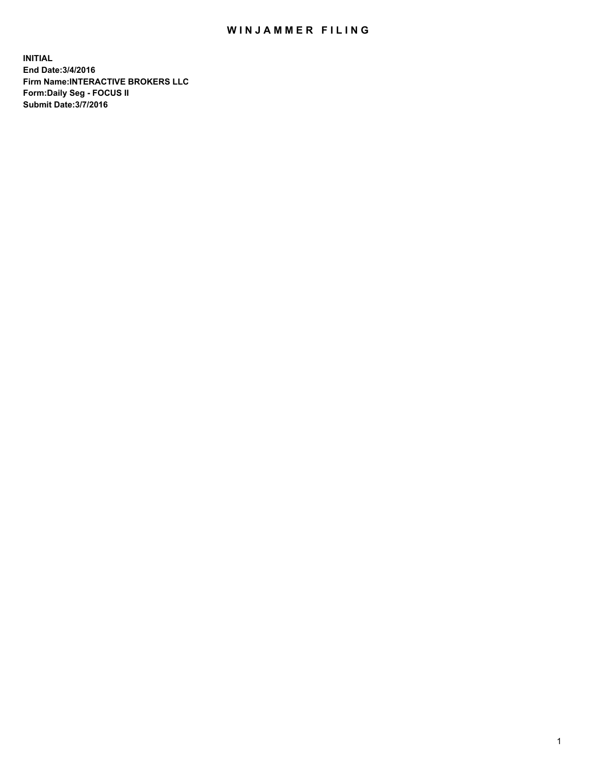# WINJAMMER FILING

**INITIAL**
**End Date:3/4/2016**
**Firm Name:INTERACTIVE BROKERS LLC**
**Form:Daily Seg - FOCUS II**
**Submit Date:3/7/2016**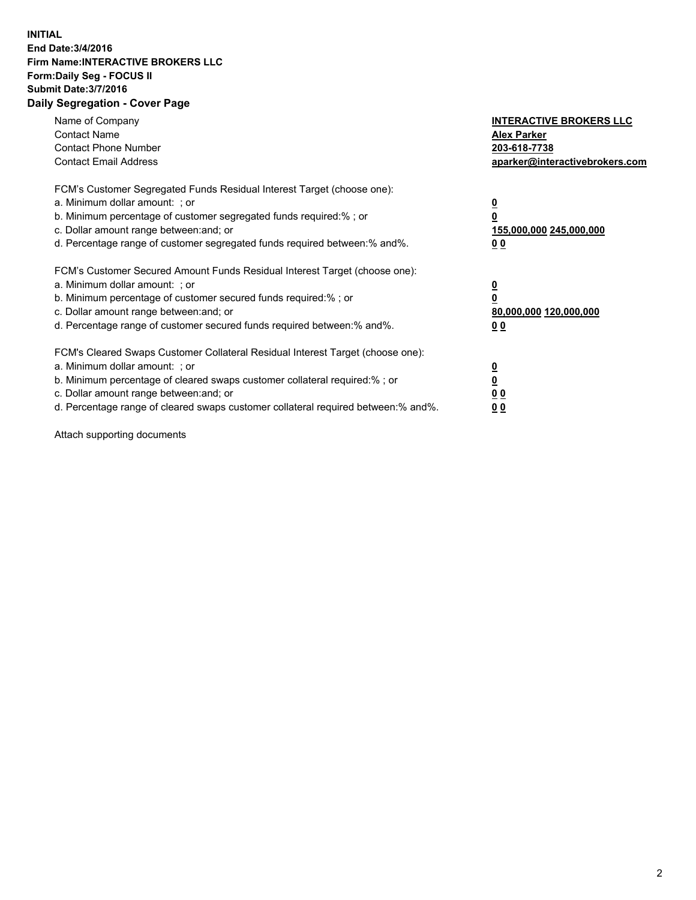**INITIAL**
**End Date:3/4/2016**
**Firm Name:INTERACTIVE BROKERS LLC**
**Form:Daily Seg - FOCUS II**
**Submit Date:3/7/2016**

## Daily Segregation - Cover Page

| | |
|---|---|
| Name of Company | **INTERACTIVE BROKERS LLC** |
| Contact Name | **Alex Parker** |
| Contact Phone Number | **203-618-7738** |
| Contact Email Address | **aparker@interactivebrokers.com** |

FCM's Customer Segregated Funds Residual Interest Target (choose one):

| | |
|---|---|
| a. Minimum dollar amount: ; or | **0** |
| b. Minimum percentage of customer segregated funds required:% ; or | **0** |
| c. Dollar amount range between:and; or | **155,000,000 245,000,000** |
| d. Percentage range of customer segregated funds required between:% and%. | **0 0** |

FCM's Customer Secured Amount Funds Residual Interest Target (choose one):

| | |
|---|---|
| a. Minimum dollar amount: ; or | **0** |
| b. Minimum percentage of customer secured funds required:% ; or | **0** |
| c. Dollar amount range between:and; or | **80,000,000 120,000,000** |
| d. Percentage range of customer secured funds required between:% and%. | **0 0** |

FCM's Cleared Swaps Customer Collateral Residual Interest Target (choose one):

| | |
|---|---|
| a. Minimum dollar amount: ; or | **0** |
| b. Minimum percentage of cleared swaps customer collateral required:% ; or | **0** |
| c. Dollar amount range between:and; or | **0 0** |
| d. Percentage range of cleared swaps customer collateral required between:% and%. | **0 0** |

Attach supporting documents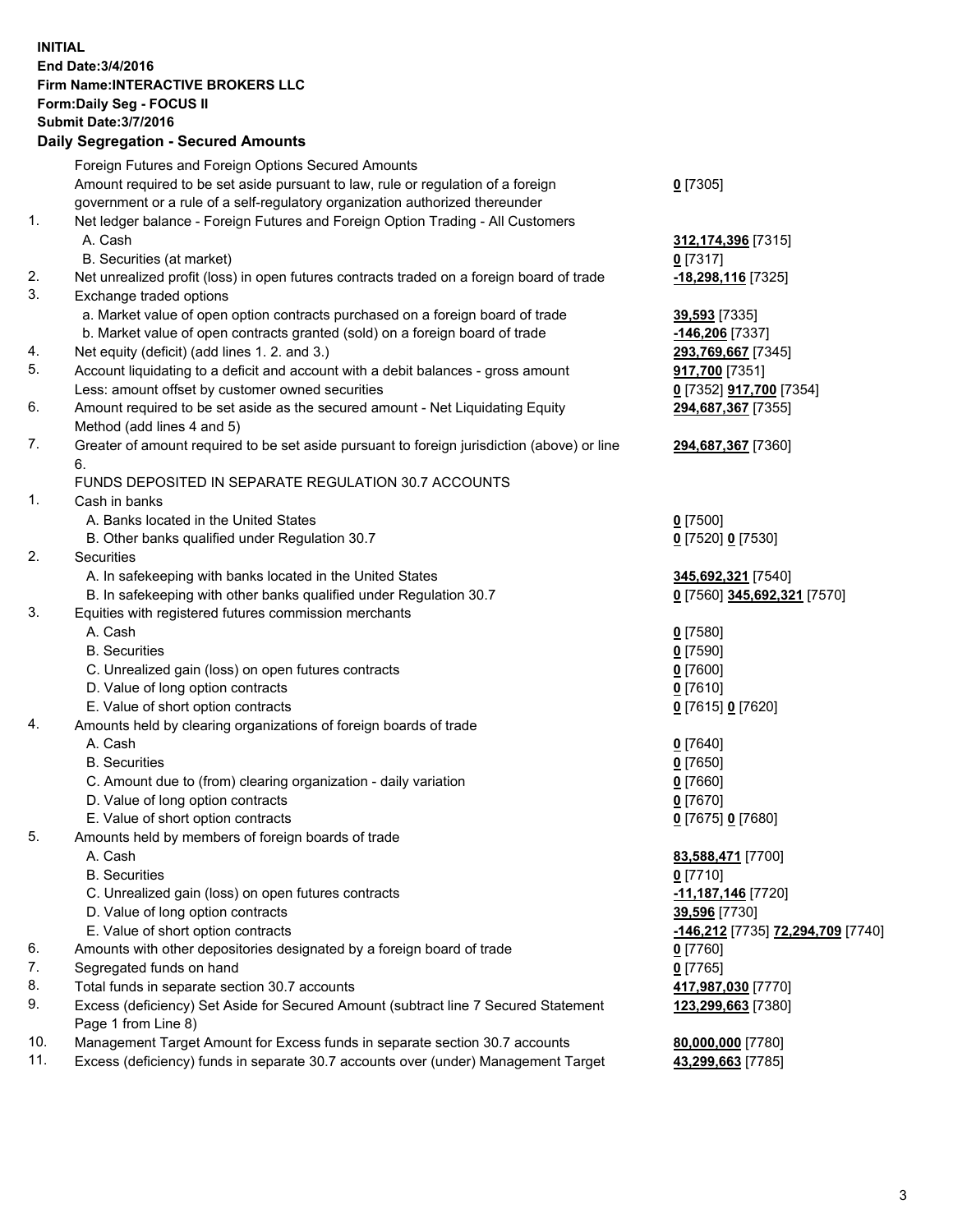**INITIAL**
**End Date:3/4/2016**
**Firm Name:INTERACTIVE BROKERS LLC**
**Form:Daily Seg - FOCUS II**
**Submit Date:3/7/2016**
**Daily Segregation - Secured Amounts**

| | | |
|---|---|---|
| | Foreign Futures and Foreign Options Secured Amounts | |
| | Amount required to be set aside pursuant to law, rule or regulation of a foreign government or a rule of a self-regulatory organization authorized thereunder | **0** [7305] |
| 1. | Net ledger balance - Foreign Futures and Foreign Option Trading - All Customers | |
| | A. Cash | **312,174,396** [7315] |
| | B. Securities (at market) | **0** [7317] |
| 2. | Net unrealized profit (loss) in open futures contracts traded on a foreign board of trade | **-18,298,116** [7325] |
| 3. | Exchange traded options | |
| | a. Market value of open option contracts purchased on a foreign board of trade | **39,593** [7335] |
| | b. Market value of open contracts granted (sold) on a foreign board of trade | **-146,206** [7337] |
| 4. | Net equity (deficit) (add lines 1. 2. and 3.) | **293,769,667** [7345] |
| 5. | Account liquidating to a deficit and account with a debit balances - gross amount | **917,700** [7351] |
| | Less: amount offset by customer owned securities | **0** [7352] **917,700** [7354] |
| 6. | Amount required to be set aside as the secured amount - Net Liquidating Equity Method (add lines 4 and 5) | **294,687,367** [7355] |
| 7. | Greater of amount required to be set aside pursuant to foreign jurisdiction (above) or line 6. | **294,687,367** [7360] |
| | FUNDS DEPOSITED IN SEPARATE REGULATION 30.7 ACCOUNTS | |
| 1. | Cash in banks | |
| | A. Banks located in the United States | **0** [7500] |
| | B. Other banks qualified under Regulation 30.7 | **0** [7520] **0** [7530] |
| 2. | Securities | |
| | A. In safekeeping with banks located in the United States | **345,692,321** [7540] |
| | B. In safekeeping with other banks qualified under Regulation 30.7 | **0** [7560] **345,692,321** [7570] |
| 3. | Equities with registered futures commission merchants | |
| | A. Cash | **0** [7580] |
| | B. Securities | **0** [7590] |
| | C. Unrealized gain (loss) on open futures contracts | **0** [7600] |
| | D. Value of long option contracts | **0** [7610] |
| | E. Value of short option contracts | **0** [7615] **0** [7620] |
| 4. | Amounts held by clearing organizations of foreign boards of trade | |
| | A. Cash | **0** [7640] |
| | B. Securities | **0** [7650] |
| | C. Amount due to (from) clearing organization - daily variation | **0** [7660] |
| | D. Value of long option contracts | **0** [7670] |
| | E. Value of short option contracts | **0** [7675] **0** [7680] |
| 5. | Amounts held by members of foreign boards of trade | |
| | A. Cash | **83,588,471** [7700] |
| | B. Securities | **0** [7710] |
| | C. Unrealized gain (loss) on open futures contracts | **-11,187,146** [7720] |
| | D. Value of long option contracts | **39,596** [7730] |
| | E. Value of short option contracts | **-146,212** [7735] **72,294,709** [7740] |
| 6. | Amounts with other depositories designated by a foreign board of trade | **0** [7760] |
| 7. | Segregated funds on hand | **0** [7765] |
| 8. | Total funds in separate section 30.7 accounts | **417,987,030** [7770] |
| 9. | Excess (deficiency) Set Aside for Secured Amount (subtract line 7 Secured Statement Page 1 from Line 8) | **123,299,663** [7380] |
| 10. | Management Target Amount for Excess funds in separate section 30.7 accounts | **80,000,000** [7780] |
| 11. | Excess (deficiency) funds in separate 30.7 accounts over (under) Management Target | **43,299,663** [7785] |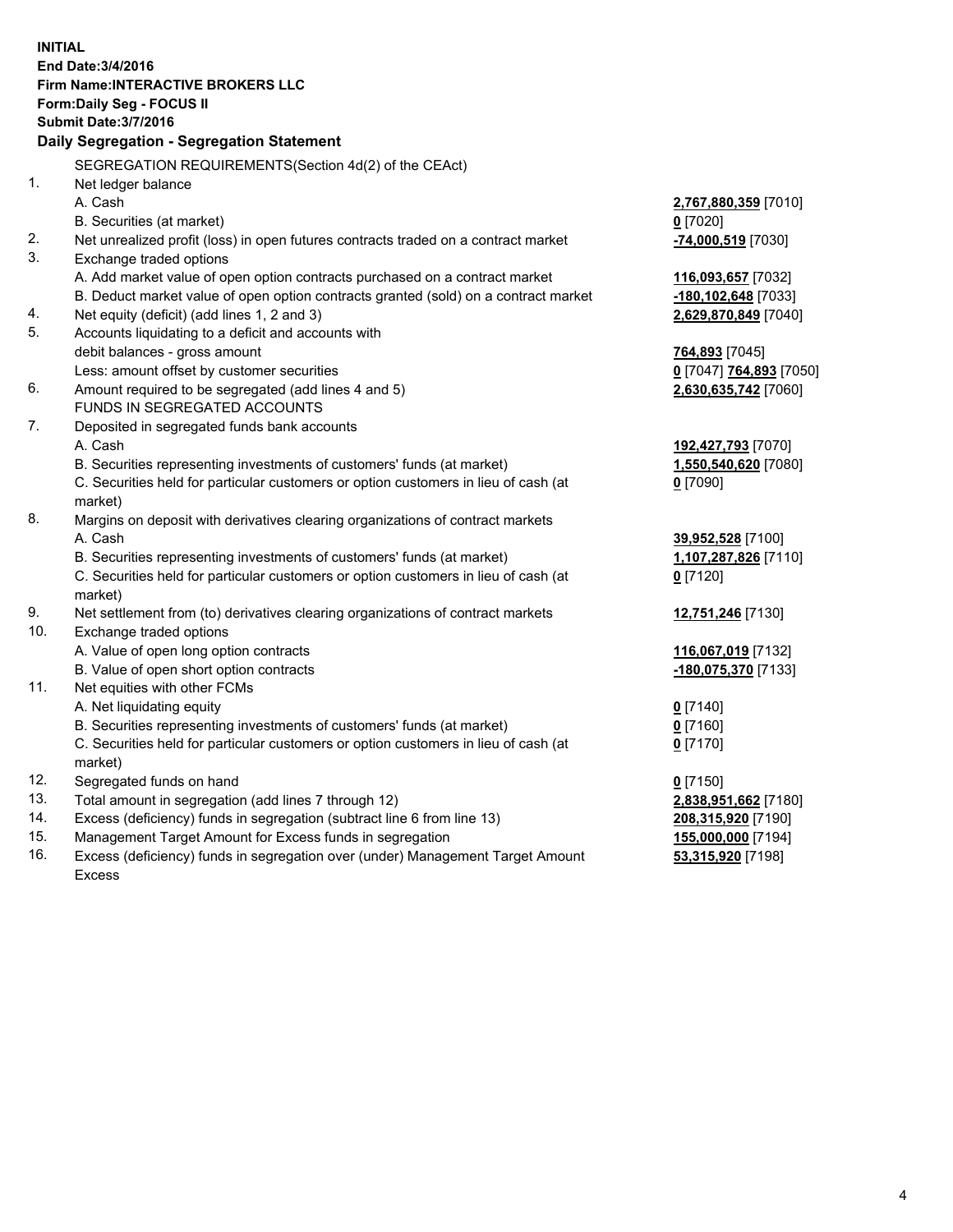**INITIAL**
**End Date:3/4/2016**
**Firm Name:INTERACTIVE BROKERS LLC**
**Form:Daily Seg - FOCUS II**
**Submit Date:3/7/2016**

## Daily Segregation - Segregation Statement

| | | |
|---|---|---|
| | SEGREGATION REQUIREMENTS(Section 4d(2) of the CEAct) | |
| 1. | Net ledger balance | |
| | A. Cash | **2,767,880,359** [7010] |
| | B. Securities (at market) | **0** [7020] |
| 2. | Net unrealized profit (loss) in open futures contracts traded on a contract market | **-74,000,519** [7030] |
| 3. | Exchange traded options | |
| | A. Add market value of open option contracts purchased on a contract market | **116,093,657** [7032] |
| | B. Deduct market value of open option contracts granted (sold) on a contract market | **-180,102,648** [7033] |
| 4. | Net equity (deficit) (add lines 1, 2 and 3) | **2,629,870,849** [7040] |
| 5. | Accounts liquidating to a deficit and accounts with | |
| | debit balances - gross amount | **764,893** [7045] |
| | Less: amount offset by customer securities | **0** [7047] **764,893** [7050] |
| 6. | Amount required to be segregated (add lines 4 and 5) | **2,630,635,742** [7060] |
| | FUNDS IN SEGREGATED ACCOUNTS | |
| 7. | Deposited in segregated funds bank accounts | |
| | A. Cash | **192,427,793** [7070] |
| | B. Securities representing investments of customers' funds (at market) | **1,550,540,620** [7080] |
| | C. Securities held for particular customers or option customers in lieu of cash (at market) | **0** [7090] |
| 8. | Margins on deposit with derivatives clearing organizations of contract markets | |
| | A. Cash | **39,952,528** [7100] |
| | B. Securities representing investments of customers' funds (at market) | **1,107,287,826** [7110] |
| | C. Securities held for particular customers or option customers in lieu of cash (at market) | **0** [7120] |
| 9. | Net settlement from (to) derivatives clearing organizations of contract markets | **12,751,246** [7130] |
| 10. | Exchange traded options | |
| | A. Value of open long option contracts | **116,067,019** [7132] |
| | B. Value of open short option contracts | **-180,075,370** [7133] |
| 11. | Net equities with other FCMs | |
| | A. Net liquidating equity | **0** [7140] |
| | B. Securities representing investments of customers' funds (at market) | **0** [7160] |
| | C. Securities held for particular customers or option customers in lieu of cash (at market) | **0** [7170] |
| 12. | Segregated funds on hand | **0** [7150] |
| 13. | Total amount in segregation (add lines 7 through 12) | **2,838,951,662** [7180] |
| 14. | Excess (deficiency) funds in segregation (subtract line 6 from line 13) | **208,315,920** [7190] |
| 15. | Management Target Amount for Excess funds in segregation | **155,000,000** [7194] |
| 16. | Excess (deficiency) funds in segregation over (under) Management Target Amount Excess | **53,315,920** [7198] |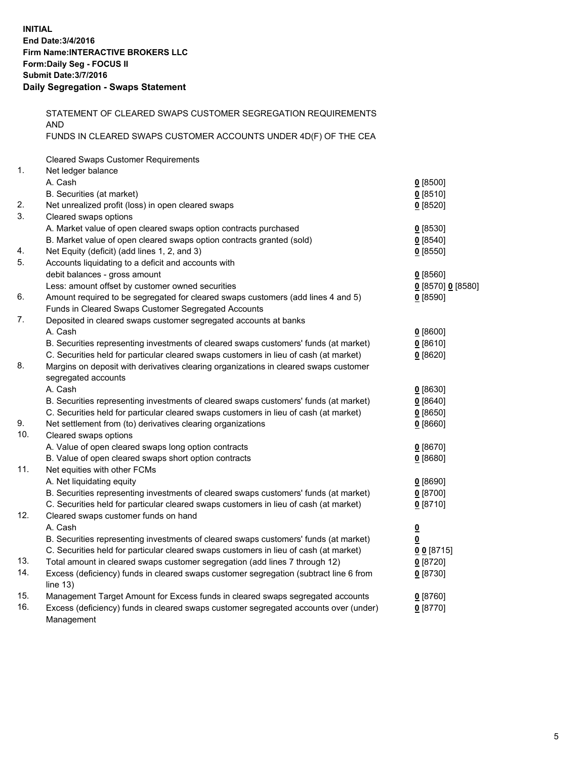**INITIAL**
**End Date:3/4/2016**
**Firm Name:INTERACTIVE BROKERS LLC**
**Form:Daily Seg - FOCUS II**
**Submit Date:3/7/2016**
**Daily Segregation - Swaps Statement**

STATEMENT OF CLEARED SWAPS CUSTOMER SEGREGATION REQUIREMENTS AND FUNDS IN CLEARED SWAPS CUSTOMER ACCOUNTS UNDER 4D(F) OF THE CEA

| | | |
|---|---|---|
| | Cleared Swaps Customer Requirements | |
| 1. | Net ledger balance | |
| | A. Cash | 0 [8500] |
| | B. Securities (at market) | 0 [8510] |
| 2. | Net unrealized profit (loss) in open cleared swaps | 0 [8520] |
| 3. | Cleared swaps options | |
| | A. Market value of open cleared swaps option contracts purchased | 0 [8530] |
| | B. Market value of open cleared swaps option contracts granted (sold) | 0 [8540] |
| 4. | Net Equity (deficit) (add lines 1, 2, and 3) | 0 [8550] |
| 5. | Accounts liquidating to a deficit and accounts with | |
| | debit balances - gross amount | 0 [8560] |
| | Less: amount offset by customer owned securities | 0 [8570] 0 [8580] |
| 6. | Amount required to be segregated for cleared swaps customers (add lines 4 and 5) | 0 [8590] |
| | Funds in Cleared Swaps Customer Segregated Accounts | |
| 7. | Deposited in cleared swaps customer segregated accounts at banks | |
| | A. Cash | 0 [8600] |
| | B. Securities representing investments of cleared swaps customers' funds (at market) | 0 [8610] |
| | C. Securities held for particular cleared swaps customers in lieu of cash (at market) | 0 [8620] |
| 8. | Margins on deposit with derivatives clearing organizations in cleared swaps customer segregated accounts | |
| | A. Cash | 0 [8630] |
| | B. Securities representing investments of cleared swaps customers' funds (at market) | 0 [8640] |
| | C. Securities held for particular cleared swaps customers in lieu of cash (at market) | 0 [8650] |
| 9. | Net settlement from (to) derivatives clearing organizations | 0 [8660] |
| 10. | Cleared swaps options | |
| | A. Value of open cleared swaps long option contracts | 0 [8670] |
| | B. Value of open cleared swaps short option contracts | 0 [8680] |
| 11. | Net equities with other FCMs | |
| | A. Net liquidating equity | 0 [8690] |
| | B. Securities representing investments of cleared swaps customers' funds (at market) | 0 [8700] |
| | C. Securities held for particular cleared swaps customers in lieu of cash (at market) | 0 [8710] |
| 12. | Cleared swaps customer funds on hand | |
| | A. Cash | 0 |
| | B. Securities representing investments of cleared swaps customers' funds (at market) | 0 |
| | C. Securities held for particular cleared swaps customers in lieu of cash (at market) | 0 0 [8715] |
| 13. | Total amount in cleared swaps customer segregation (add lines 7 through 12) | 0 [8720] |
| 14. | Excess (deficiency) funds in cleared swaps customer segregation (subtract line 6 from line 13) | 0 [8730] |
| 15. | Management Target Amount for Excess funds in cleared swaps segregated accounts | 0 [8760] |
| 16. | Excess (deficiency) funds in cleared swaps customer segregated accounts over (under) Management | 0 [8770] |